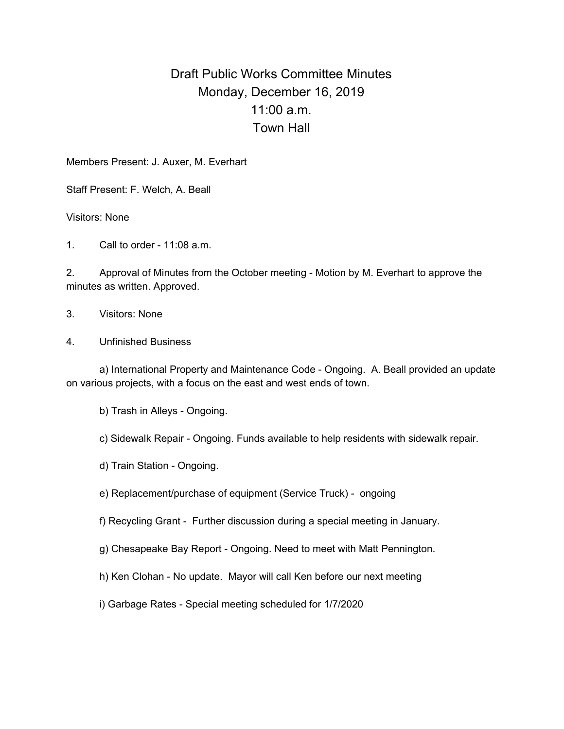# Draft Public Works Committee Minutes
## Monday, December 16, 2019
## 11:00 a.m.
## Town Hall

Members Present: J. Auxer, M. Everhart

Staff Present: F. Welch, A. Beall

Visitors: None

1. Call to order - 11:08 a.m.

2. Approval of Minutes from the October meeting - Motion by M. Everhart to approve the minutes as written. Approved.

3. Visitors: None

4. Unfinished Business

   a) International Property and Maintenance Code - Ongoing. A. Beall provided an update on various projects, with a focus on the east and west ends of town.

   b) Trash in Alleys - Ongoing.

   c) Sidewalk Repair - Ongoing. Funds available to help residents with sidewalk repair.

   d) Train Station - Ongoing.

   e) Replacement/purchase of equipment (Service Truck) - ongoing

   f) Recycling Grant - Further discussion during a special meeting in January.

   g) Chesapeake Bay Report - Ongoing. Need to meet with Matt Pennington.

   h) Ken Clohan - No update. Mayor will call Ken before our next meeting

   i) Garbage Rates - Special meeting scheduled for 1/7/2020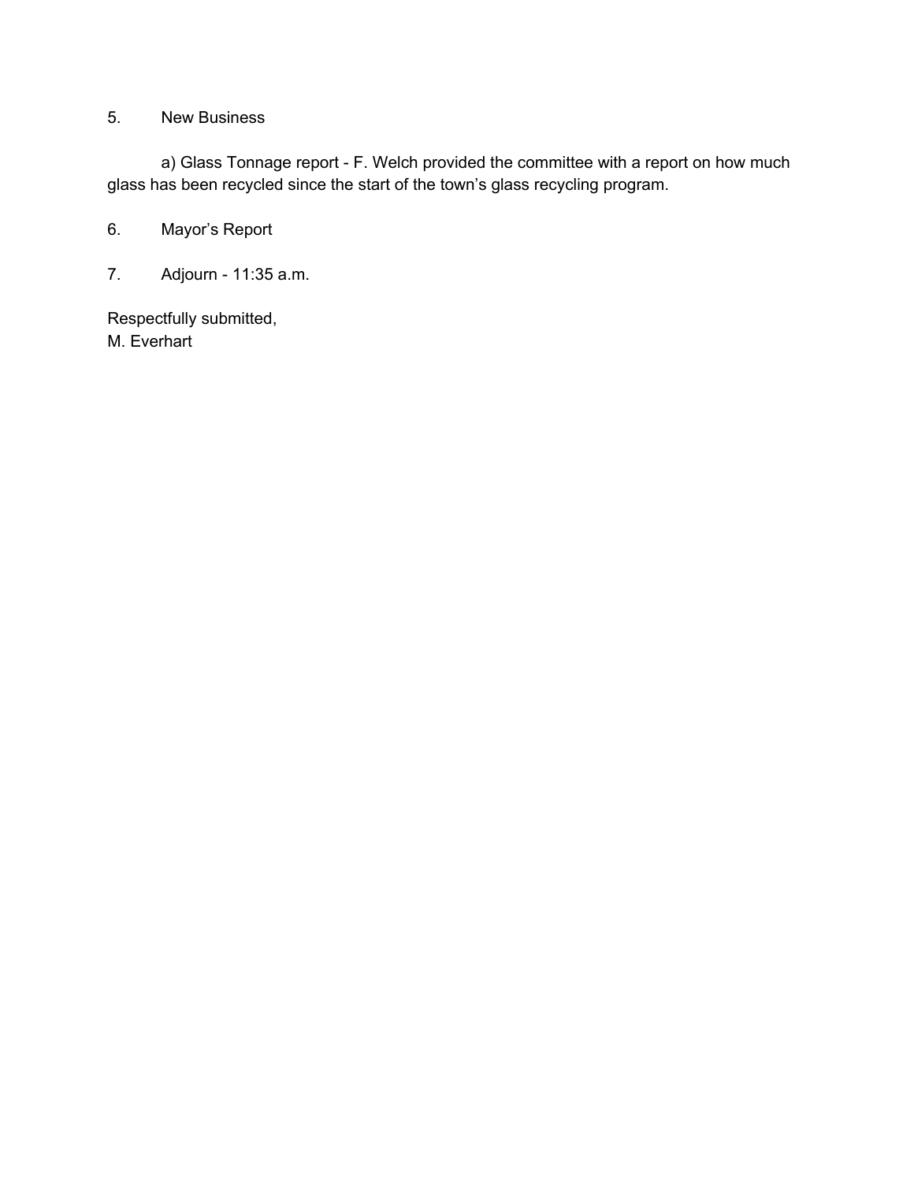5. New Business

    a) Glass Tonnage report - F. Welch provided the committee with a report on how much glass has been recycled since the start of the town's glass recycling program.

6. Mayor's Report

7. Adjourn - 11:35 a.m.

Respectfully submitted,
M. Everhart